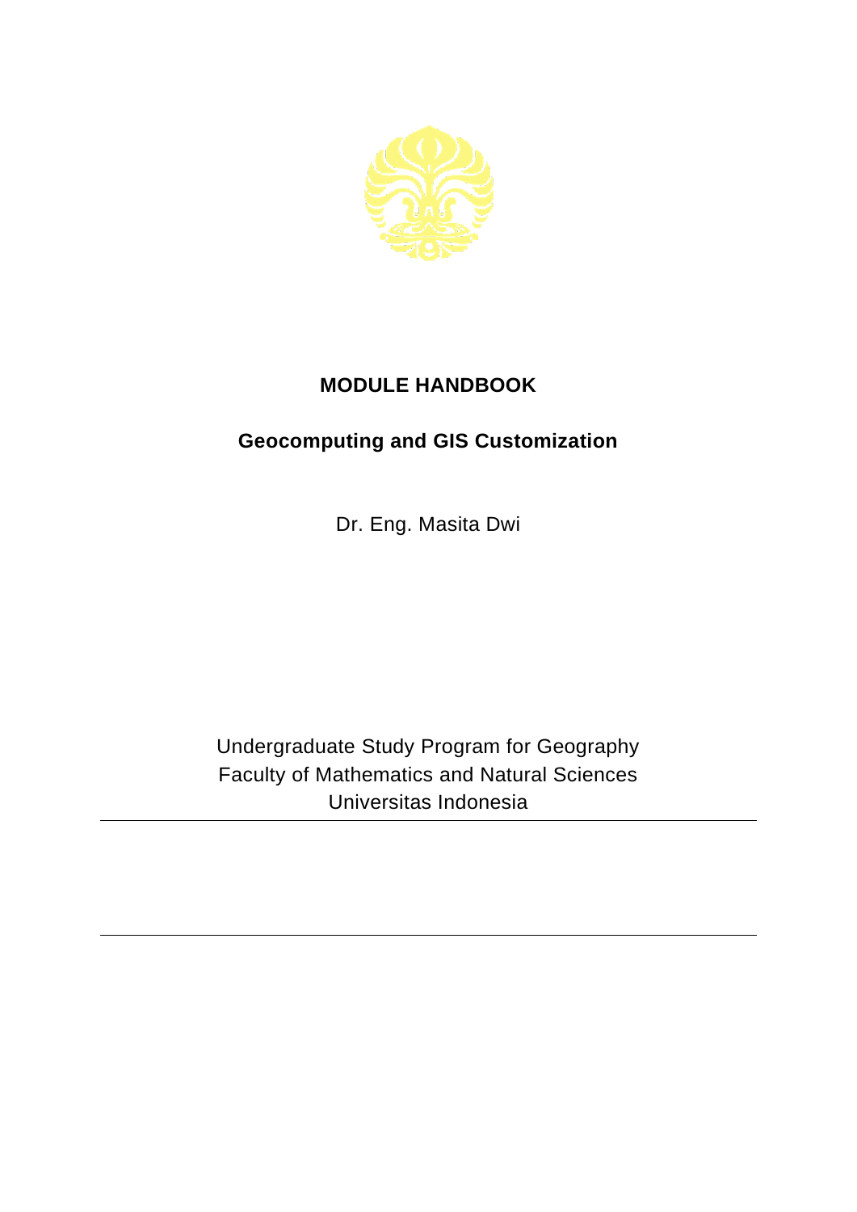# MODULE HANDBOOK

## Geocomputing and GIS Customization

Dr. Eng. Masita Dwi

Undergraduate Study Program for Geography
Faculty of Mathematics and Natural Sciences
Universitas Indonesia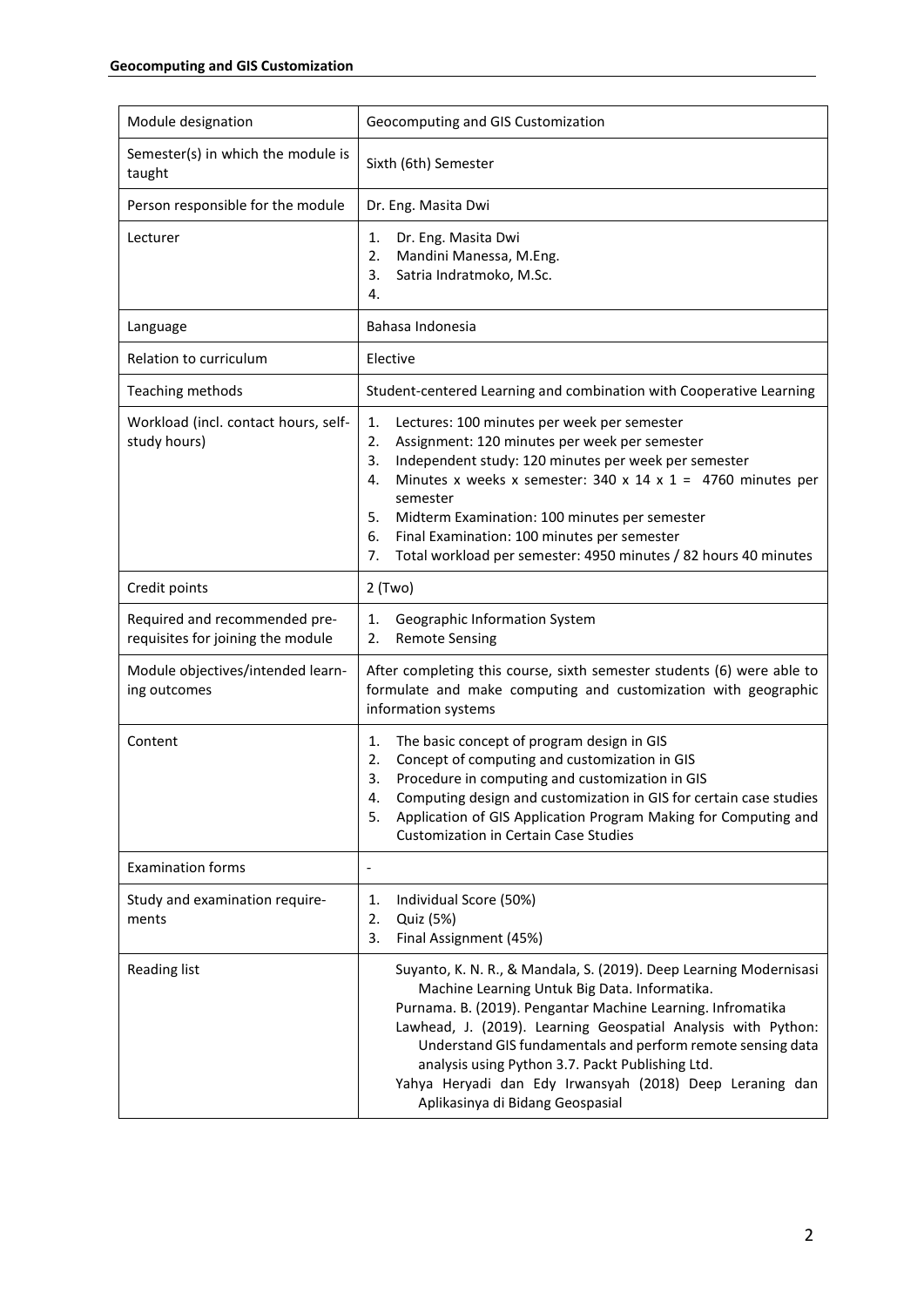| | |
|---|---|
| Module designation | Geocomputing and GIS Customization |
| Semester(s) in which the module is taught | Sixth (6th) Semester |
| Person responsible for the module | Dr. Eng. Masita Dwi |
| Lecturer | 1. Dr. Eng. Masita Dwi<br>2. Mandini Manessa, M.Eng.<br>3. Satria Indratmoko, M.Sc.<br>4. |
| Language | Bahasa Indonesia |
| Relation to curriculum | Elective |
| Teaching methods | Student-centered Learning and combination with Cooperative Learning |
| Workload (incl. contact hours, self-study hours) | 1. Lectures: 100 minutes per week per semester<br>2. Assignment: 120 minutes per week per semester<br>3. Independent study: 120 minutes per week per semester<br>4. Minutes x weeks x semester: 340 x 14 x 1 = 4760 minutes per semester<br>5. Midterm Examination: 100 minutes per semester<br>6. Final Examination: 100 minutes per semester<br>7. Total workload per semester: 4950 minutes / 82 hours 40 minutes |
| Credit points | 2 (Two) |
| Required and recommended pre-requisites for joining the module | 1. Geographic Information System<br>2. Remote Sensing |
| Module objectives/intended learning outcomes | After completing this course, sixth semester students (6) were able to formulate and make computing and customization with geographic information systems |
| Content | 1. The basic concept of program design in GIS<br>2. Concept of computing and customization in GIS<br>3. Procedure in computing and customization in GIS<br>4. Computing design and customization in GIS for certain case studies<br>5. Application of GIS Application Program Making for Computing and Customization in Certain Case Studies |
| Examination forms | - |
| Study and examination requirements | 1. Individual Score (50%)<br>2. Quiz (5%)<br>3. Final Assignment (45%) |
| Reading list | Suyanto, K. N. R., & Mandala, S. (2019). Deep Learning Modernisasi Machine Learning Untuk Big Data. Informatika.<br>Purnama. B. (2019). Pengantar Machine Learning. Infromatika<br>Lawhead, J. (2019). Learning Geospatial Analysis with Python: Understand GIS fundamentals and perform remote sensing data analysis using Python 3.7. Packt Publishing Ltd.<br>Yahya Heryadi dan Edy Irwansyah (2018) Deep Leraning dan Aplikasinya di Bidang Geospasial |